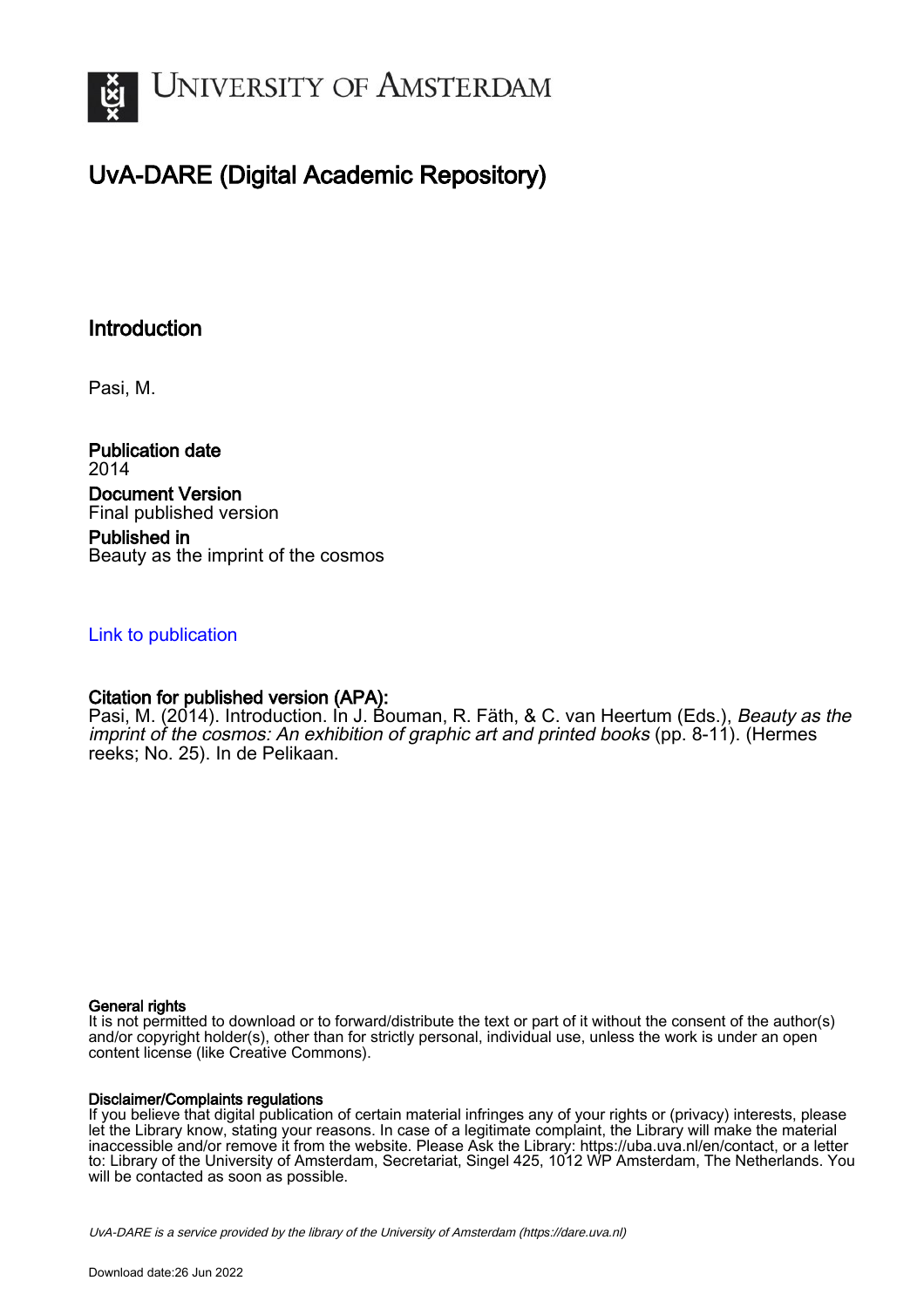# University of Amsterdam

## UvA-DARE (Digital Academic Repository)

### Introduction

Pasi, M.

**Publication date**
2014

**Document Version**
Final published version

**Published in**
Beauty as the imprint of the cosmos

Link to publication

**Citation for published version (APA):**
Pasi, M. (2014). Introduction. In J. Bouman, R. Fäth, & C. van Heertum (Eds.), *Beauty as the imprint of the cosmos: An exhibition of graphic art and printed books* (pp. 8-11). (Hermes reeks; No. 25). In de Pelikaan.

**General rights**
It is not permitted to download or to forward/distribute the text or part of it without the consent of the author(s) and/or copyright holder(s), other than for strictly personal, individual use, unless the work is under an open content license (like Creative Commons).

**Disclaimer/Complaints regulations**
If you believe that digital publication of certain material infringes any of your rights or (privacy) interests, please let the Library know, stating your reasons. In case of a legitimate complaint, the Library will make the material inaccessible and/or remove it from the website. Please Ask the Library: https://uba.uva.nl/en/contact, or a letter to: Library of the University of Amsterdam, Secretariat, Singel 425, 1012 WP Amsterdam, The Netherlands. You will be contacted as soon as possible.

*UvA-DARE is a service provided by the library of the University of Amsterdam (https://dare.uva.nl)*

Download date:26 Jun 2022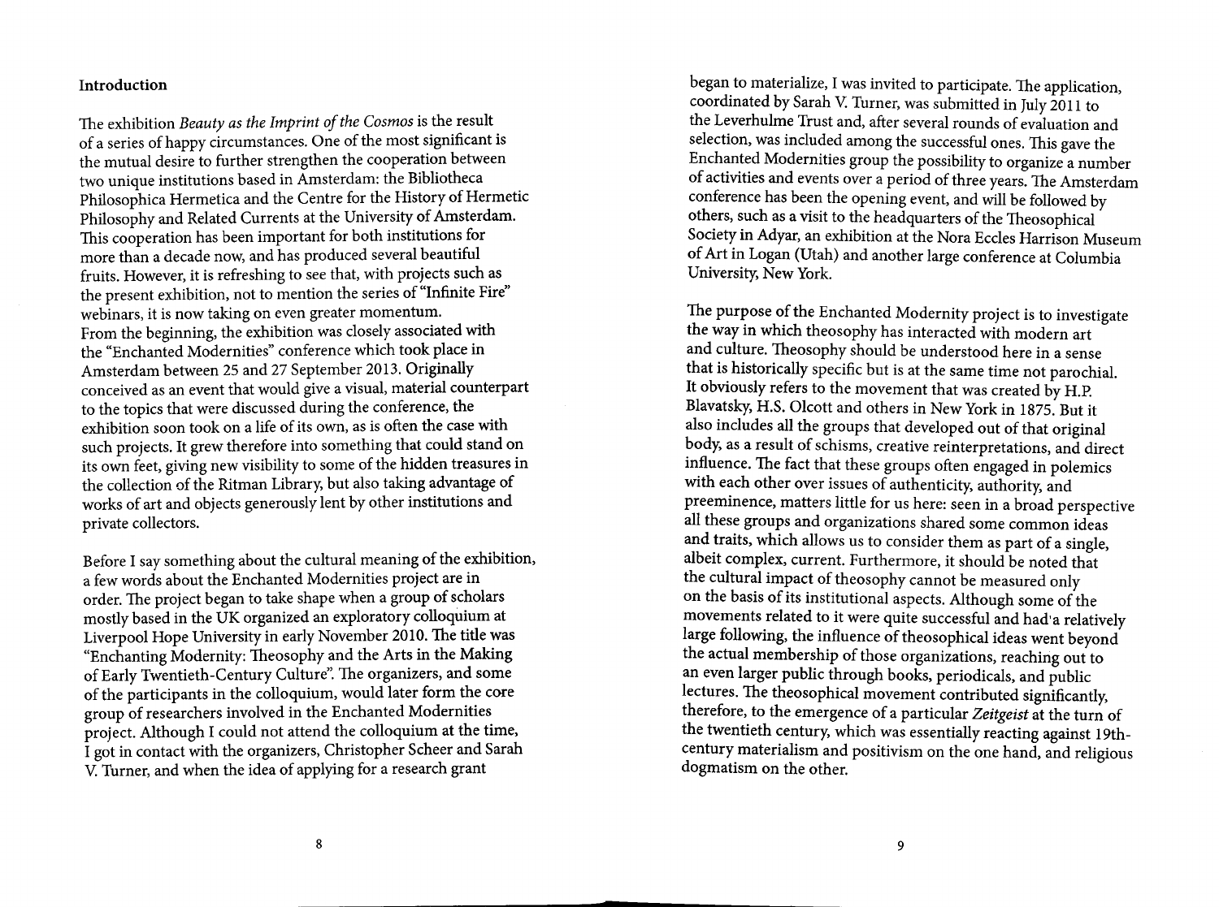## Introduction

The exhibition *Beauty as the Imprint of the Cosmos* is the result of a series of happy circumstances. One of the most significant is the mutual desire to further strengthen the cooperation between two unique institutions based in Amsterdam: the Bibliotheca Philosophica Hermetica and the Centre for the History of Hermetic Philosophy and Related Currents at the University of Amsterdam. This cooperation has been important for both institutions for more than a decade now, and has produced several beautiful fruits. However, it is refreshing to see that, with projects such as the present exhibition, not to mention the series of "Infinite Fire" webinars, it is now taking on even greater momentum. From the beginning, the exhibition was closely associated with the "Enchanted Modernities" conference which took place in Amsterdam between 25 and 27 September 2013. Originally conceived as an event that would give a visual, material counterpart to the topics that were discussed during the conference, the exhibition soon took on a life of its own, as is often the case with such projects. It grew therefore into something that could stand on its own feet, giving new visibility to some of the hidden treasures in the collection of the Ritman Library, but also taking advantage of works of art and objects generously lent by other institutions and private collectors.

Before I say something about the cultural meaning of the exhibition, a few words about the Enchanted Modernities project are in order. The project began to take shape when a group of scholars mostly based in the UK organized an exploratory colloquium at Liverpool Hope University in early November 2010. The title was "Enchanting Modernity: Theosophy and the Arts in the Making of Early Twentieth-Century Culture". The organizers, and some of the participants in the colloquium, would later form the core group of researchers involved in the Enchanted Modernities project. Although I could not attend the colloquium at the time, I got in contact with the organizers, Christopher Scheer and Sarah V. Turner, and when the idea of applying for a research grant began to materialize, I was invited to participate. The application, coordinated by Sarah V. Turner, was submitted in July 2011 to the Leverhulme Trust and, after several rounds of evaluation and selection, was included among the successful ones. This gave the Enchanted Modernities group the possibility to organize a number of activities and events over a period of three years. The Amsterdam conference has been the opening event, and will be followed by others, such as a visit to the headquarters of the Theosophical Society in Adyar, an exhibition at the Nora Eccles Harrison Museum of Art in Logan (Utah) and another large conference at Columbia University, New York.

The purpose of the Enchanted Modernity project is to investigate the way in which theosophy has interacted with modern art and culture. Theosophy should be understood here in a sense that is historically specific but is at the same time not parochial. It obviously refers to the movement that was created by H.P. Blavatsky, H.S. Olcott and others in New York in 1875. But it also includes all the groups that developed out of that original body, as a result of schisms, creative reinterpretations, and direct influence. The fact that these groups often engaged in polemics with each other over issues of authenticity, authority, and preeminence, matters little for us here: seen in a broad perspective all these groups and organizations shared some common ideas and traits, which allows us to consider them as part of a single, albeit complex, current. Furthermore, it should be noted that the cultural impact of theosophy cannot be measured only on the basis of its institutional aspects. Although some of the movements related to it were quite successful and had a relatively large following, the influence of theosophical ideas went beyond the actual membership of those organizations, reaching out to an even larger public through books, periodicals, and public lectures. The theosophical movement contributed significantly, therefore, to the emergence of a particular *Zeitgeist* at the turn of the twentieth century, which was essentially reacting against 19th-century materialism and positivism on the one hand, and religious dogmatism on the other.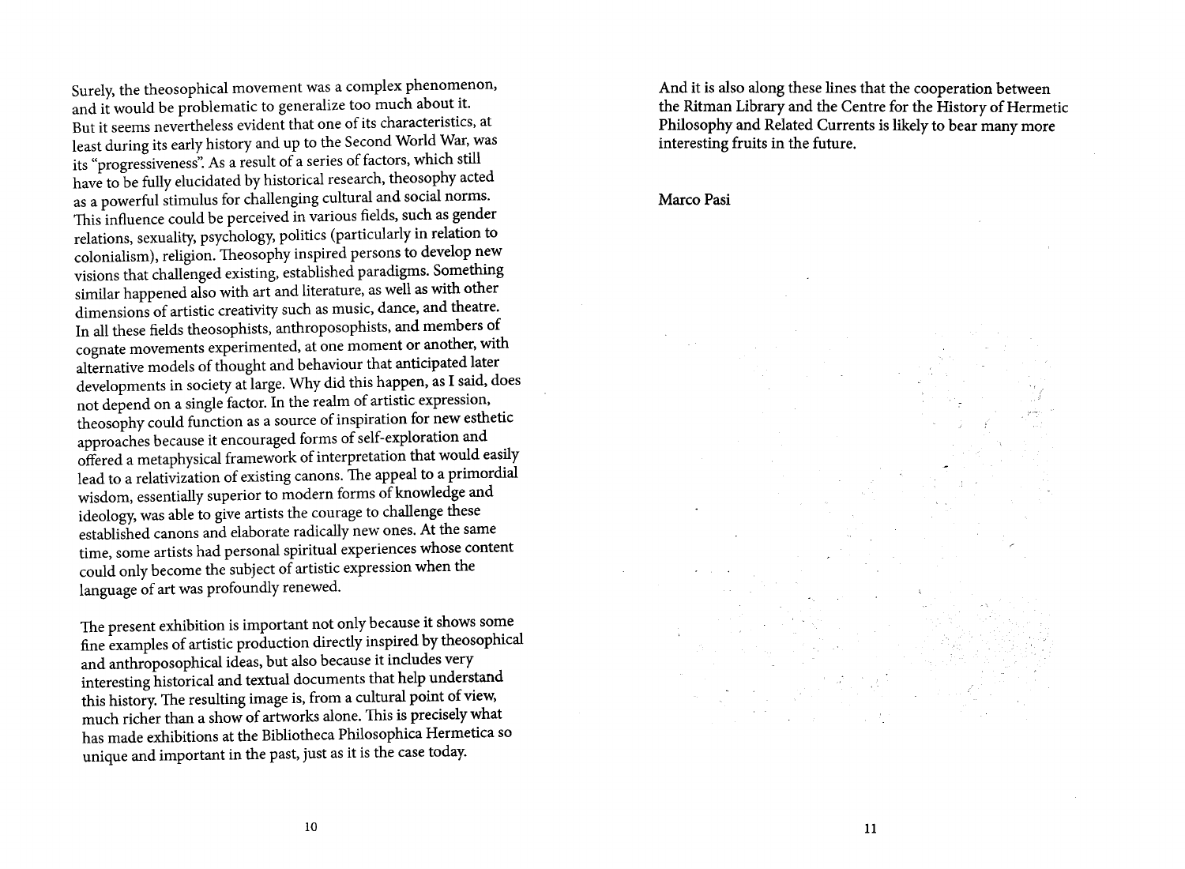Surely, the theosophical movement was a complex phenomenon, and it would be problematic to generalize too much about it. But it seems nevertheless evident that one of its characteristics, at least during its early history and up to the Second World War, was its "progressiveness". As a result of a series of factors, which still have to be fully elucidated by historical research, theosophy acted as a powerful stimulus for challenging cultural and social norms. This influence could be perceived in various fields, such as gender relations, sexuality, psychology, politics (particularly in relation to colonialism), religion. Theosophy inspired persons to develop new visions that challenged existing, established paradigms. Something similar happened also with art and literature, as well as with other dimensions of artistic creativity such as music, dance, and theatre. In all these fields theosophists, anthroposophists, and members of cognate movements experimented, at one moment or another, with alternative models of thought and behaviour that anticipated later developments in society at large. Why did this happen, as I said, does not depend on a single factor. In the realm of artistic expression, theosophy could function as a source of inspiration for new esthetic approaches because it encouraged forms of self-exploration and offered a metaphysical framework of interpretation that would easily lead to a relativization of existing canons. The appeal to a primordial wisdom, essentially superior to modern forms of knowledge and ideology, was able to give artists the courage to challenge these established canons and elaborate radically new ones. At the same time, some artists had personal spiritual experiences whose content could only become the subject of artistic expression when the language of art was profoundly renewed.

The present exhibition is important not only because it shows some fine examples of artistic production directly inspired by theosophical and anthroposophical ideas, but also because it includes very interesting historical and textual documents that help understand this history. The resulting image is, from a cultural point of view, much richer than a show of artworks alone. This is precisely what has made exhibitions at the Bibliotheca Philosophica Hermetica so unique and important in the past, just as it is the case today.

And it is also along these lines that the cooperation between the Ritman Library and the Centre for the History of Hermetic Philosophy and Related Currents is likely to bear many more interesting fruits in the future.

Marco Pasi